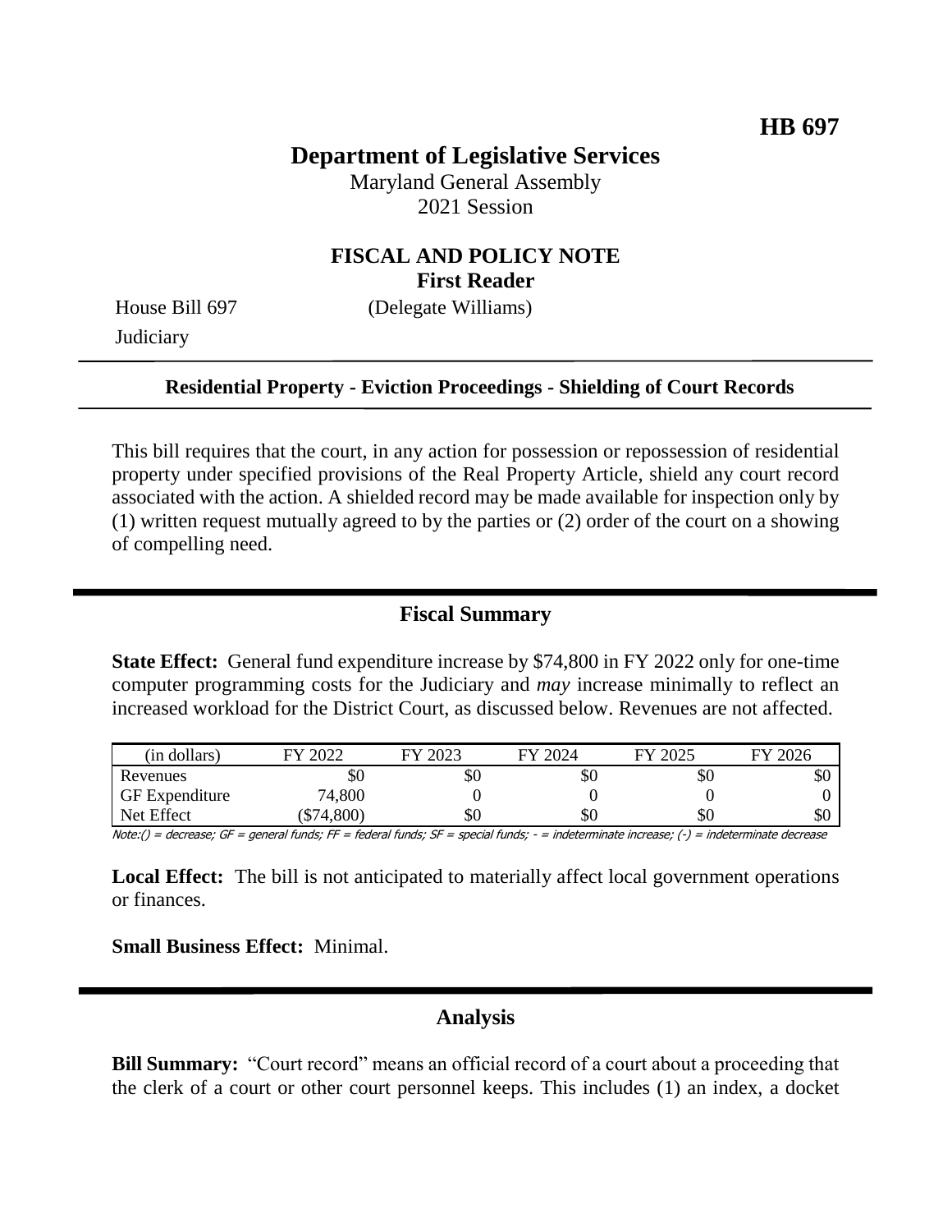**HB 697**

# Department of Legislative Services

Maryland General Assembly
2021 Session

## FISCAL AND POLICY NOTE
**First Reader**

House Bill 697 (Delegate Williams)
Judiciary

**Residential Property - Eviction Proceedings - Shielding of Court Records**

This bill requires that the court, in any action for possession or repossession of residential property under specified provisions of the Real Property Article, shield any court record associated with the action. A shielded record may be made available for inspection only by (1) written request mutually agreed to by the parties or (2) order of the court on a showing of compelling need.

## Fiscal Summary

**State Effect:** General fund expenditure increase by $74,800 in FY 2022 only for one-time computer programming costs for the Judiciary and *may* increase minimally to reflect an increased workload for the District Court, as discussed below. Revenues are not affected.

| (in dollars) | FY 2022 | FY 2023 | FY 2024 | FY 2025 | FY 2026 |
|---|---|---|---|---|---|
| Revenues | $0 | $0 | $0 | $0 | $0 |
| GF Expenditure | 74,800 | 0 | 0 | 0 | 0 |
| Net Effect | ($74,800) | $0 | $0 | $0 | $0 |

Note:() = decrease; GF = general funds; FF = federal funds; SF = special funds; - = indeterminate increase; (-) = indeterminate decrease

**Local Effect:** The bill is not anticipated to materially affect local government operations or finances.

**Small Business Effect:** Minimal.

## Analysis

**Bill Summary:** "Court record" means an official record of a court about a proceeding that the clerk of a court or other court personnel keeps. This includes (1) an index, a docket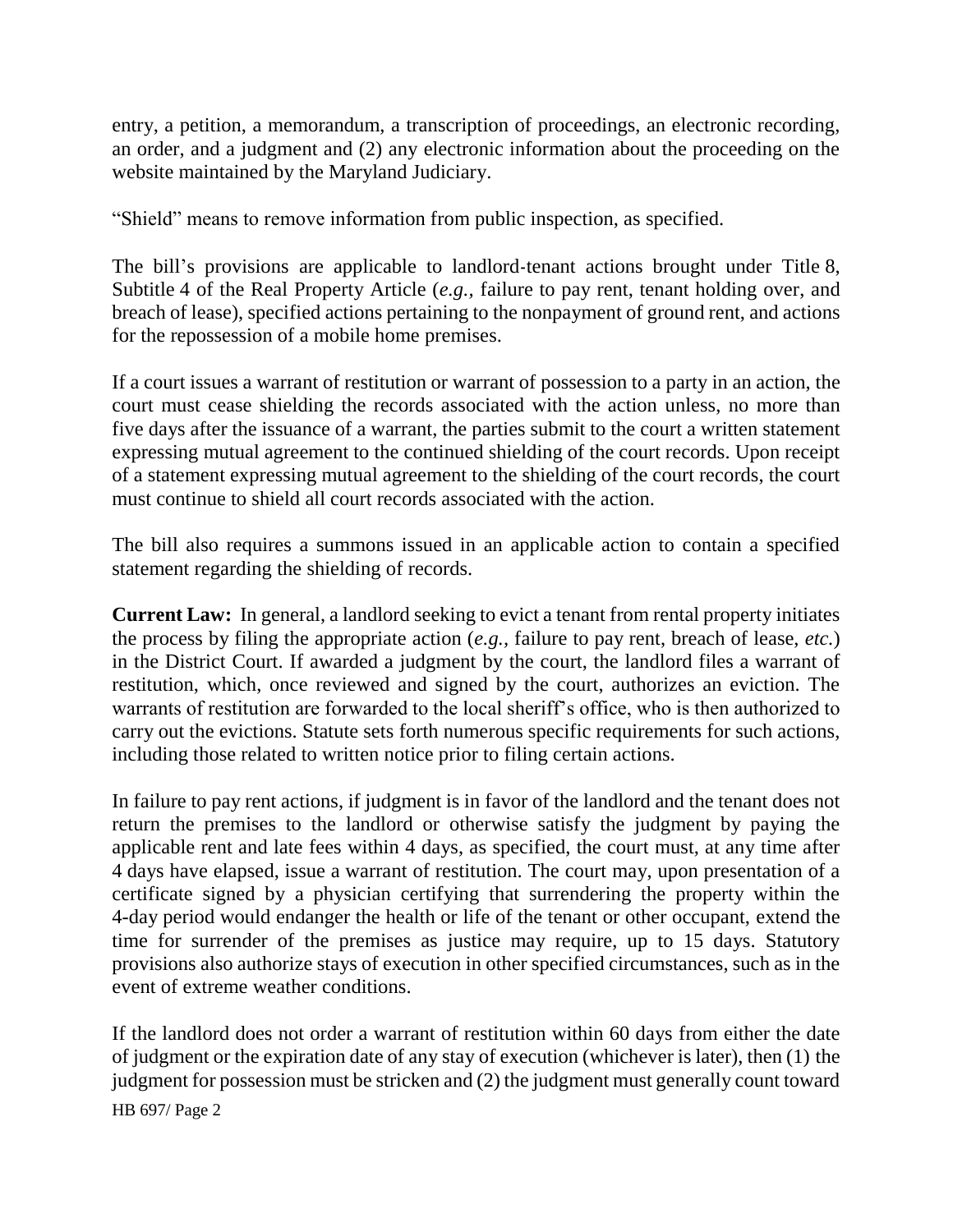entry, a petition, a memorandum, a transcription of proceedings, an electronic recording, an order, and a judgment and (2) any electronic information about the proceeding on the website maintained by the Maryland Judiciary.

"Shield" means to remove information from public inspection, as specified.

The bill's provisions are applicable to landlord-tenant actions brought under Title 8, Subtitle 4 of the Real Property Article (*e.g.*, failure to pay rent, tenant holding over, and breach of lease), specified actions pertaining to the nonpayment of ground rent, and actions for the repossession of a mobile home premises.

If a court issues a warrant of restitution or warrant of possession to a party in an action, the court must cease shielding the records associated with the action unless, no more than five days after the issuance of a warrant, the parties submit to the court a written statement expressing mutual agreement to the continued shielding of the court records. Upon receipt of a statement expressing mutual agreement to the shielding of the court records, the court must continue to shield all court records associated with the action.

The bill also requires a summons issued in an applicable action to contain a specified statement regarding the shielding of records.

**Current Law:** In general, a landlord seeking to evict a tenant from rental property initiates the process by filing the appropriate action (*e.g.*, failure to pay rent, breach of lease, *etc.*) in the District Court. If awarded a judgment by the court, the landlord files a warrant of restitution, which, once reviewed and signed by the court, authorizes an eviction. The warrants of restitution are forwarded to the local sheriff's office, who is then authorized to carry out the evictions. Statute sets forth numerous specific requirements for such actions, including those related to written notice prior to filing certain actions.

In failure to pay rent actions, if judgment is in favor of the landlord and the tenant does not return the premises to the landlord or otherwise satisfy the judgment by paying the applicable rent and late fees within 4 days, as specified, the court must, at any time after 4 days have elapsed, issue a warrant of restitution. The court may, upon presentation of a certificate signed by a physician certifying that surrendering the property within the 4-day period would endanger the health or life of the tenant or other occupant, extend the time for surrender of the premises as justice may require, up to 15 days. Statutory provisions also authorize stays of execution in other specified circumstances, such as in the event of extreme weather conditions.

If the landlord does not order a warrant of restitution within 60 days from either the date of judgment or the expiration date of any stay of execution (whichever is later), then (1) the judgment for possession must be stricken and (2) the judgment must generally count toward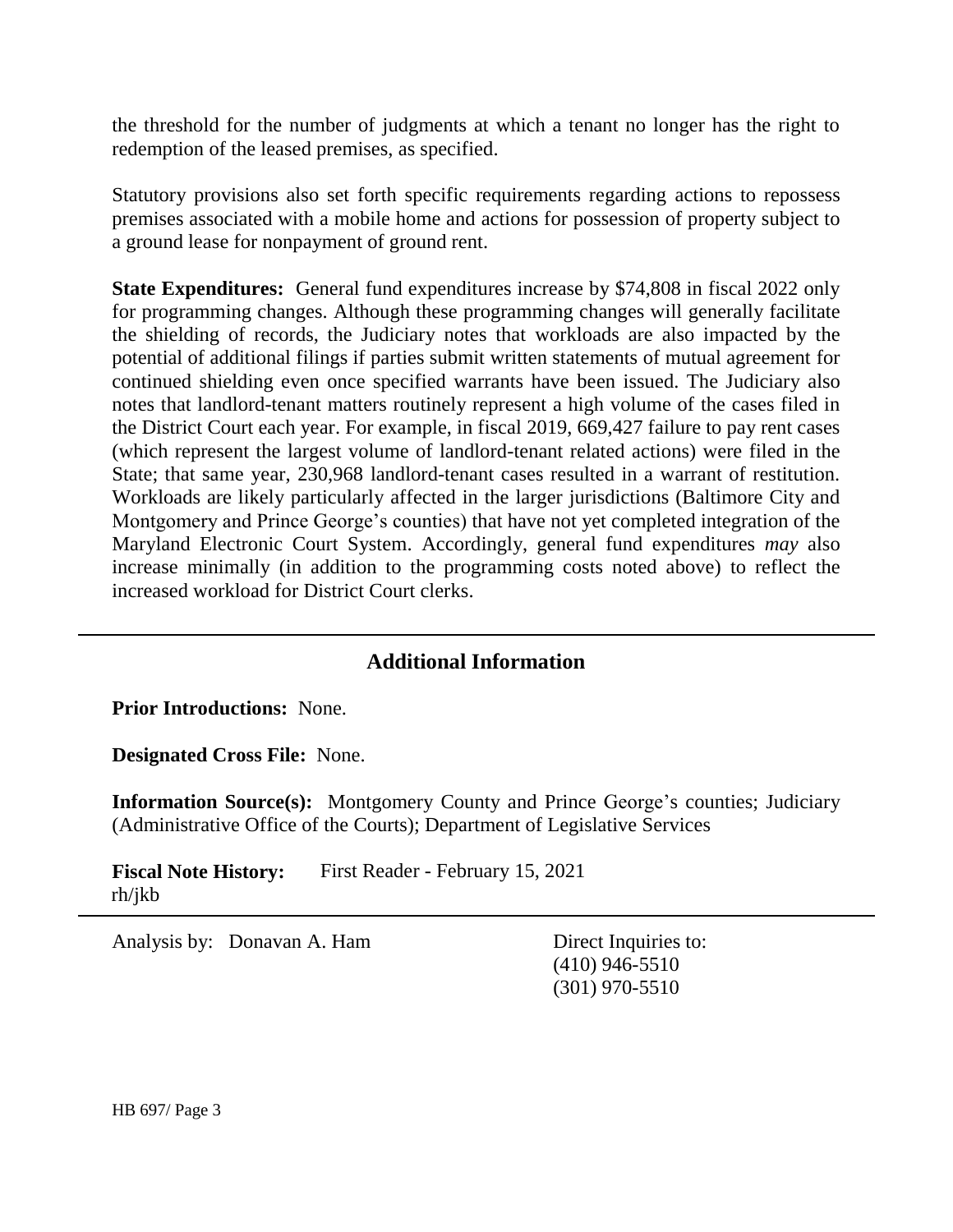the threshold for the number of judgments at which a tenant no longer has the right to redemption of the leased premises, as specified.

Statutory provisions also set forth specific requirements regarding actions to repossess premises associated with a mobile home and actions for possession of property subject to a ground lease for nonpayment of ground rent.

**State Expenditures:** General fund expenditures increase by $74,808 in fiscal 2022 only for programming changes. Although these programming changes will generally facilitate the shielding of records, the Judiciary notes that workloads are also impacted by the potential of additional filings if parties submit written statements of mutual agreement for continued shielding even once specified warrants have been issued. The Judiciary also notes that landlord-tenant matters routinely represent a high volume of the cases filed in the District Court each year. For example, in fiscal 2019, 669,427 failure to pay rent cases (which represent the largest volume of landlord-tenant related actions) were filed in the State; that same year, 230,968 landlord-tenant cases resulted in a warrant of restitution. Workloads are likely particularly affected in the larger jurisdictions (Baltimore City and Montgomery and Prince George's counties) that have not yet completed integration of the Maryland Electronic Court System. Accordingly, general fund expenditures *may* also increase minimally (in addition to the programming costs noted above) to reflect the increased workload for District Court clerks.

## Additional Information

**Prior Introductions:** None.

**Designated Cross File:** None.

**Information Source(s):** Montgomery County and Prince George's counties; Judiciary (Administrative Office of the Courts); Department of Legislative Services

**Fiscal Note History:** First Reader - February 15, 2021
rh/jkb

Analysis by: Donavan A. Ham

Direct Inquiries to:
(410) 946-5510
(301) 970-5510